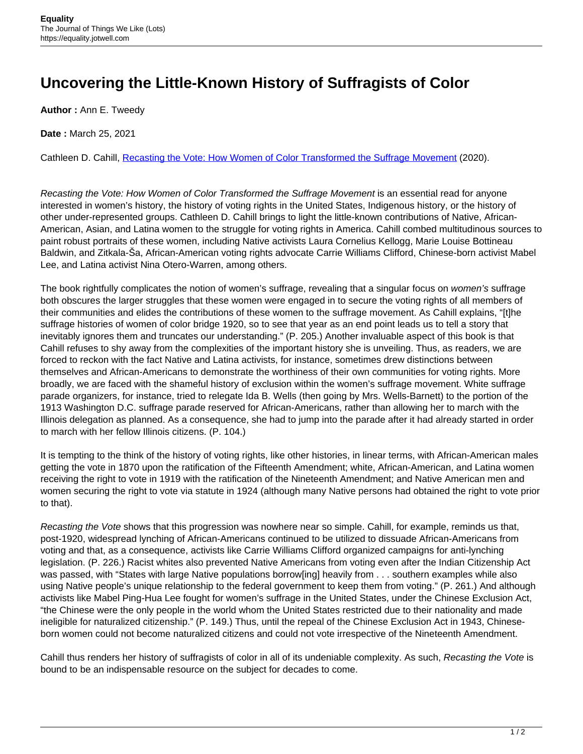# Uncovering the Little-Known History of Suffragists of Color

**Author :** Ann E. Tweedy

**Date :** March 25, 2021

Cathleen D. Cahill, [Recasting the Vote: How Women of Color Transformed the Suffrage Movement](https://equality.jotwell.com) (2020).

*Recasting the Vote: How Women of Color Transformed the Suffrage Movement* is an essential read for anyone interested in women's history, the history of voting rights in the United States, Indigenous history, or the history of other under-represented groups. Cathleen D. Cahill brings to light the little-known contributions of Native, African-American, Asian, and Latina women to the struggle for voting rights in America. Cahill combed multitudinous sources to paint robust portraits of these women, including Native activists Laura Cornelius Kellogg, Marie Louise Bottineau Baldwin, and Zitkala-Ša, African-American voting rights advocate Carrie Williams Clifford, Chinese-born activist Mabel Lee, and Latina activist Nina Otero-Warren, among others.

The book rightfully complicates the notion of women's suffrage, revealing that a singular focus on *women's* suffrage both obscures the larger struggles that these women were engaged in to secure the voting rights of all members of their communities and elides the contributions of these women to the suffrage movement. As Cahill explains, "[t]he suffrage histories of women of color bridge 1920, so to see that year as an end point leads us to tell a story that inevitably ignores them and truncates our understanding." (P. 205.) Another invaluable aspect of this book is that Cahill refuses to shy away from the complexities of the important history she is unveiling. Thus, as readers, we are forced to reckon with the fact Native and Latina activists, for instance, sometimes drew distinctions between themselves and African-Americans to demonstrate the worthiness of their own communities for voting rights. More broadly, we are faced with the shameful history of exclusion within the women's suffrage movement. White suffrage parade organizers, for instance, tried to relegate Ida B. Wells (then going by Mrs. Wells-Barnett) to the portion of the 1913 Washington D.C. suffrage parade reserved for African-Americans, rather than allowing her to march with the Illinois delegation as planned. As a consequence, she had to jump into the parade after it had already started in order to march with her fellow Illinois citizens. (P. 104.)

It is tempting to the think of the history of voting rights, like other histories, in linear terms, with African-American males getting the vote in 1870 upon the ratification of the Fifteenth Amendment; white, African-American, and Latina women receiving the right to vote in 1919 with the ratification of the Nineteenth Amendment; and Native American men and women securing the right to vote via statute in 1924 (although many Native persons had obtained the right to vote prior to that).

*Recasting the Vote* shows that this progression was nowhere near so simple. Cahill, for example, reminds us that, post-1920, widespread lynching of African-Americans continued to be utilized to dissuade African-Americans from voting and that, as a consequence, activists like Carrie Williams Clifford organized campaigns for anti-lynching legislation. (P. 226.) Racist whites also prevented Native Americans from voting even after the Indian Citizenship Act was passed, with "States with large Native populations borrow[ing] heavily from . . . southern examples while also using Native people's unique relationship to the federal government to keep them from voting." (P. 261.) And although activists like Mabel Ping-Hua Lee fought for women's suffrage in the United States, under the Chinese Exclusion Act, "the Chinese were the only people in the world whom the United States restricted due to their nationality and made ineligible for naturalized citizenship." (P. 149.) Thus, until the repeal of the Chinese Exclusion Act in 1943, Chinese-born women could not become naturalized citizens and could not vote irrespective of the Nineteenth Amendment.

Cahill thus renders her history of suffragists of color in all of its undeniable complexity. As such, *Recasting the Vote* is bound to be an indispensable resource on the subject for decades to come.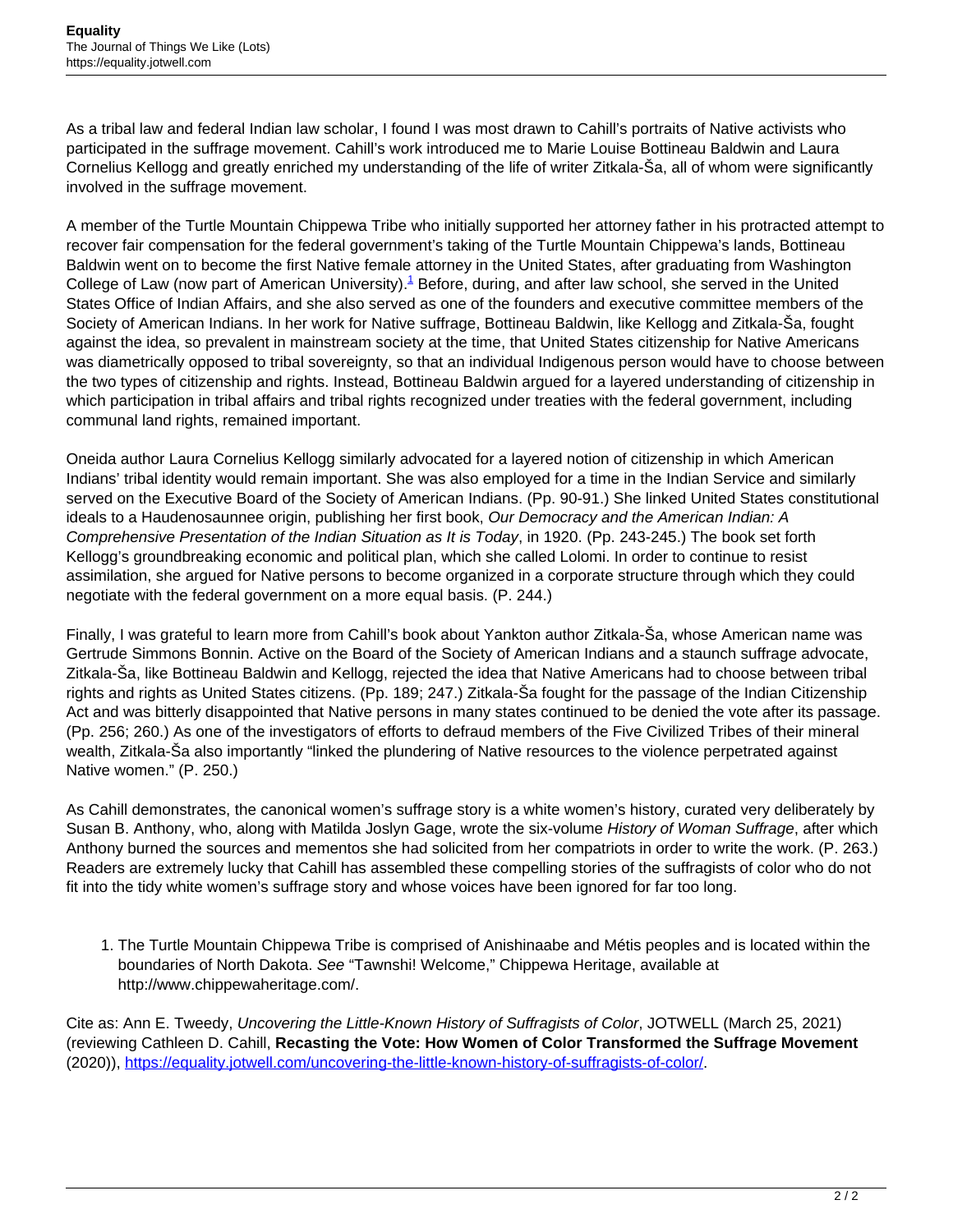As a tribal law and federal Indian law scholar, I found I was most drawn to Cahill's portraits of Native activists who participated in the suffrage movement. Cahill's work introduced me to Marie Louise Bottineau Baldwin and Laura Cornelius Kellogg and greatly enriched my understanding of the life of writer Zitkala-Ša, all of whom were significantly involved in the suffrage movement.

A member of the Turtle Mountain Chippewa Tribe who initially supported her attorney father in his protracted attempt to recover fair compensation for the federal government's taking of the Turtle Mountain Chippewa's lands, Bottineau Baldwin went on to become the first Native female attorney in the United States, after graduating from Washington College of Law (now part of American University).[1] Before, during, and after law school, she served in the United States Office of Indian Affairs, and she also served as one of the founders and executive committee members of the Society of American Indians. In her work for Native suffrage, Bottineau Baldwin, like Kellogg and Zitkala-Ša, fought against the idea, so prevalent in mainstream society at the time, that United States citizenship for Native Americans was diametrically opposed to tribal sovereignty, so that an individual Indigenous person would have to choose between the two types of citizenship and rights. Instead, Bottineau Baldwin argued for a layered understanding of citizenship in which participation in tribal affairs and tribal rights recognized under treaties with the federal government, including communal land rights, remained important.

Oneida author Laura Cornelius Kellogg similarly advocated for a layered notion of citizenship in which American Indians' tribal identity would remain important. She was also employed for a time in the Indian Service and similarly served on the Executive Board of the Society of American Indians. (Pp. 90-91.) She linked United States constitutional ideals to a Haudenosaunnee origin, publishing her first book, *Our Democracy and the American Indian: A Comprehensive Presentation of the Indian Situation as It is Today*, in 1920. (Pp. 243-245.) The book set forth Kellogg's groundbreaking economic and political plan, which she called Lolomi. In order to continue to resist assimilation, she argued for Native persons to become organized in a corporate structure through which they could negotiate with the federal government on a more equal basis. (P. 244.)

Finally, I was grateful to learn more from Cahill's book about Yankton author Zitkala-Ša, whose American name was Gertrude Simmons Bonnin. Active on the Board of the Society of American Indians and a staunch suffrage advocate, Zitkala-Ša, like Bottineau Baldwin and Kellogg, rejected the idea that Native Americans had to choose between tribal rights and rights as United States citizens. (Pp. 189; 247.) Zitkala-Ša fought for the passage of the Indian Citizenship Act and was bitterly disappointed that Native persons in many states continued to be denied the vote after its passage. (Pp. 256; 260.) As one of the investigators of efforts to defraud members of the Five Civilized Tribes of their mineral wealth, Zitkala-Ša also importantly "linked the plundering of Native resources to the violence perpetrated against Native women." (P. 250.)

As Cahill demonstrates, the canonical women's suffrage story is a white women's history, curated very deliberately by Susan B. Anthony, who, along with Matilda Joslyn Gage, wrote the six-volume *History of Woman Suffrage*, after which Anthony burned the sources and mementos she had solicited from her compatriots in order to write the work. (P. 263.) Readers are extremely lucky that Cahill has assembled these compelling stories of the suffragists of color who do not fit into the tidy white women's suffrage story and whose voices have been ignored for far too long.

1. The Turtle Mountain Chippewa Tribe is comprised of Anishinaabe and Métis peoples and is located within the boundaries of North Dakota. *See* "Tawnshi! Welcome," Chippewa Heritage, available at http://www.chippewaheritage.com/.

Cite as: Ann E. Tweedy, *Uncovering the Little-Known History of Suffragists of Color*, JOTWELL (March 25, 2021) (reviewing Cathleen D. Cahill, **Recasting the Vote: How Women of Color Transformed the Suffrage Movement** (2020)), https://equality.jotwell.com/uncovering-the-little-known-history-of-suffragists-of-color/.